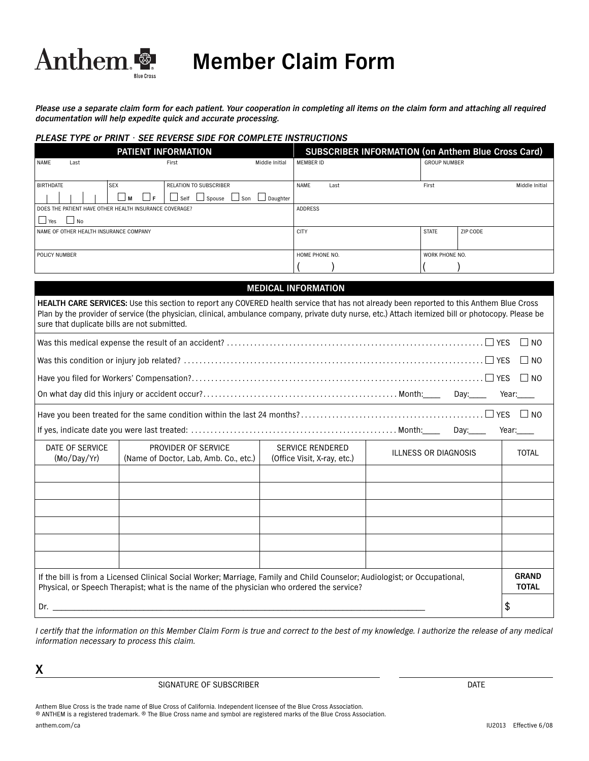Anthem Blue Cross

# Member Claim Form

*Please use a separate claim form for each patient. Your cooperation in completing all items on the claim form and attaching all required documentation will help expedite quick and accurate processing.*

*PLEASE TYPE or PRINT · SEE REVERSE SIDE FOR COMPLETE INSTRUCTIONS*

| PATIENT INFORMATION | | | SUBSCRIBER INFORMATION (on Anthem Blue Cross Card) | | |
|---|---|---|---|---|---|
| NAME Last | First | Middle Initial | MEMBER ID | GROUP NUMBER | |
| BIRTHDATE | SEX ☐ M ☐ F | RELATION TO SUBSCRIBER ☐ Self ☐ Spouse ☐ Son ☐ Daughter | NAME Last | First | Middle Initial |
| DOES THE PATIENT HAVE OTHER HEALTH INSURANCE COVERAGE? ☐ Yes ☐ No | | | ADDRESS | | |
| NAME OF OTHER HEALTH INSURANCE COMPANY | | | CITY | STATE | ZIP CODE |
| POLICY NUMBER | | | HOME PHONE NO. ( ) | WORK PHONE NO. ( ) | |

## MEDICAL INFORMATION

**HEALTH CARE SERVICES:** Use this section to report any COVERED health service that has not already been reported to this Anthem Blue Cross Plan by the provider of service (the physician, clinical, ambulance company, private duty nurse, etc.) Attach itemized bill or photocopy. Please be sure that duplicate bills are not submitted.

Was this medical expense the result of an accident? ☐ YES ☐ NO

Was this condition or injury job related? ☐ YES ☐ NO

Have you filed for Workers' Compensation? ☐ YES ☐ NO

On what day did this injury or accident occur? Month:____ Day:____ Year:____

Have you been treated for the same condition within the last 24 months? ☐ YES ☐ NO

If yes, indicate date you were last treated: Month:____ Day:____ Year:____

| DATE OF SERVICE (Mo/Day/Yr) | PROVIDER OF SERVICE (Name of Doctor, Lab, Amb. Co., etc.) | SERVICE RENDERED (Office Visit, X-ray, etc.) | ILLNESS OR DIAGNOSIS | TOTAL |
|---|---|---|---|---|
| | | | | |
| | | | | |
| | | | | |
| | | | | |
| | | | | |
| | | | | |

If the bill is from a Licensed Clinical Social Worker; Marriage, Family and Child Counselor; Audiologist; or Occupational, Physical, or Speech Therapist; what is the name of the physician who ordered the service?

Dr. ______________________________________________

**GRAND TOTAL** $

*I certify that the information on this Member Claim Form is true and correct to the best of my knowledge. I authorize the release of any medical information necessary to process this claim.*

**X** ______________________________ ______________________

SIGNATURE OF SUBSCRIBER DATE

Anthem Blue Cross is the trade name of Blue Cross of California. Independent licensee of the Blue Cross Association.
® ANTHEM is a registered trademark. ® The Blue Cross name and symbol are registered marks of the Blue Cross Association.

anthem.com/ca

IU2013 Effective 6/08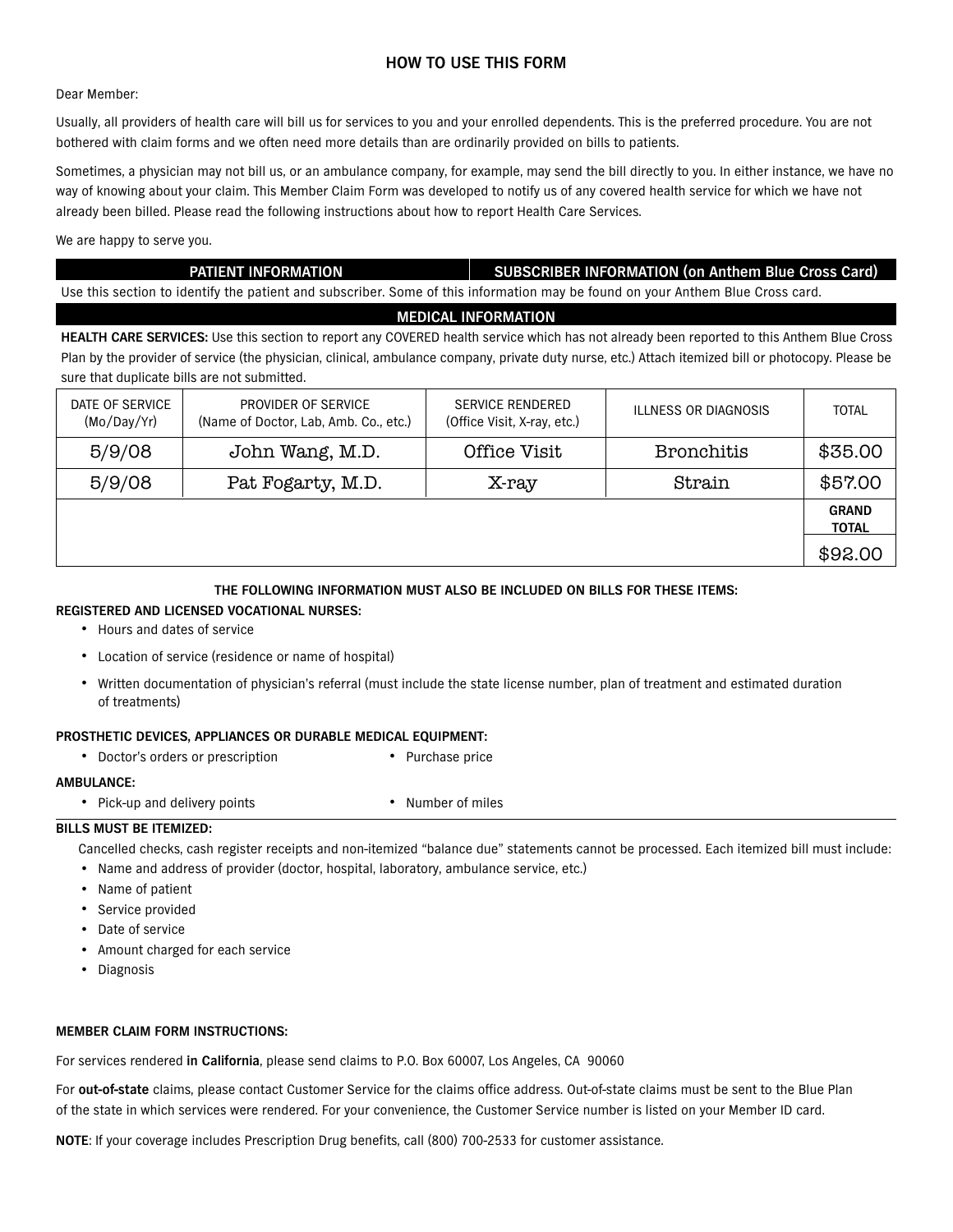## HOW TO USE THIS FORM

Dear Member:

Usually, all providers of health care will bill us for services to you and your enrolled dependents. This is the preferred procedure. You are not bothered with claim forms and we often need more details than are ordinarily provided on bills to patients.

Sometimes, a physician may not bill us, or an ambulance company, for example, may send the bill directly to you. In either instance, we have no way of knowing about your claim. This Member Claim Form was developed to notify us of any covered health service for which we have not already been billed. Please read the following instructions about how to report Health Care Services.

We are happy to serve you.

| PATIENT INFORMATION | SUBSCRIBER INFORMATION (on Anthem Blue Cross Card) |
|---|---|

Use this section to identify the patient and subscriber. Some of this information may be found on your Anthem Blue Cross card.

### MEDICAL INFORMATION

**HEALTH CARE SERVICES:** Use this section to report any COVERED health service which has not already been reported to this Anthem Blue Cross Plan by the provider of service (the physician, clinical, ambulance company, private duty nurse, etc.) Attach itemized bill or photocopy. Please be sure that duplicate bills are not submitted.

| DATE OF SERVICE (Mo/Day/Yr) | PROVIDER OF SERVICE (Name of Doctor, Lab, Amb. Co., etc.) | SERVICE RENDERED (Office Visit, X-ray, etc.) | ILLNESS OR DIAGNOSIS | TOTAL |
|---|---|---|---|---|
| 5/9/08 | John Wang, M.D. | Office Visit | Bronchitis | $35.00 |
| 5/9/08 | Pat Fogarty, M.D. | X-ray | Strain | $57.00 |
| | | | | **GRAND TOTAL** |
| | | | | $92.00 |

**THE FOLLOWING INFORMATION MUST ALSO BE INCLUDED ON BILLS FOR THESE ITEMS:**

**REGISTERED AND LICENSED VOCATIONAL NURSES:**

- Hours and dates of service
- Location of service (residence or name of hospital)
- Written documentation of physician's referral (must include the state license number, plan of treatment and estimated duration of treatments)

**PROSTHETIC DEVICES, APPLIANCES OR DURABLE MEDICAL EQUIPMENT:**

- Doctor's orders or prescription
- Purchase price

**AMBULANCE:**

- Pick-up and delivery points
- Number of miles

**BILLS MUST BE ITEMIZED:**

Cancelled checks, cash register receipts and non-itemized "balance due" statements cannot be processed. Each itemized bill must include:

- Name and address of provider (doctor, hospital, laboratory, ambulance service, etc.)
- Name of patient
- Service provided
- Date of service
- Amount charged for each service
- Diagnosis

**MEMBER CLAIM FORM INSTRUCTIONS:**

For services rendered **in California**, please send claims to P.O. Box 60007, Los Angeles, CA 90060

For **out-of-state** claims, please contact Customer Service for the claims office address. Out-of-state claims must be sent to the Blue Plan of the state in which services were rendered. For your convenience, the Customer Service number is listed on your Member ID card.

**NOTE**: If your coverage includes Prescription Drug benefits, call (800) 700-2533 for customer assistance.